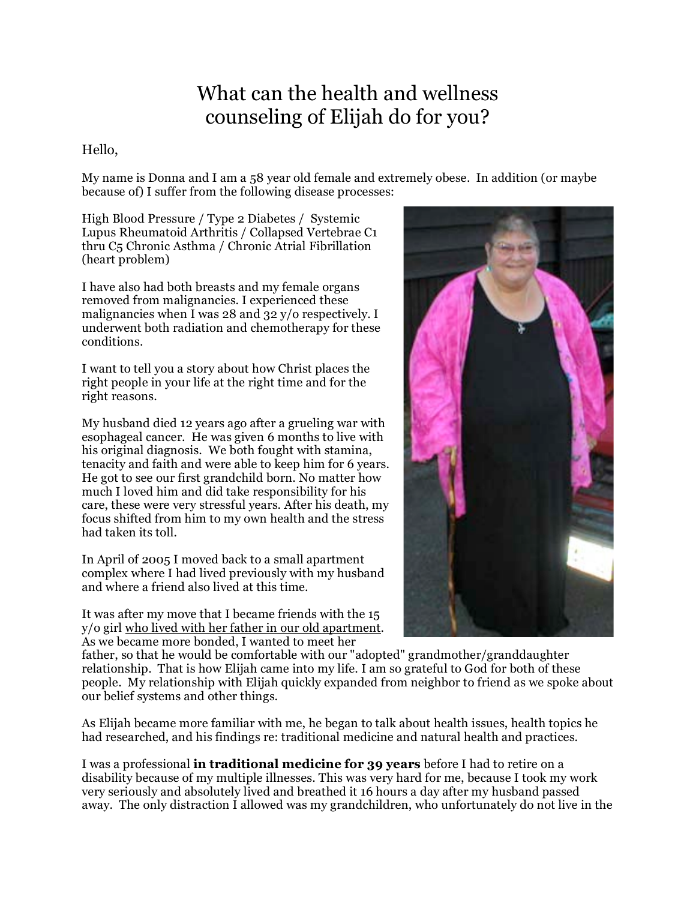# What can the health and wellness counseling of Elijah do for you?

Hello,

My name is Donna and I am a 58 year old female and extremely obese. In addition (or maybe because of) I suffer from the following disease processes:

High Blood Pressure / Type 2 Diabetes / Systemic Lupus Rheumatoid Arthritis / Collapsed Vertebrae C1 thru C5 Chronic Asthma / Chronic Atrial Fibrillation (heart problem)

I have also had both breasts and my female organs removed from malignancies. I experienced these malignancies when I was 28 and 32 y/o respectively. I underwent both radiation and chemotherapy for these conditions.

I want to tell you a story about how Christ places the right people in your life at the right time and for the right reasons.

My husband died 12 years ago after a grueling war with esophageal cancer. He was given 6 months to live with his original diagnosis. We both fought with stamina, tenacity and faith and were able to keep him for 6 years. He got to see our first grandchild born. No matter how much I loved him and did take responsibility for his care, these were very stressful years. After his death, my focus shifted from him to my own health and the stress had taken its toll.

In April of 2005 I moved back to a small apartment complex where I had lived previously with my husband and where a friend also lived at this time.

It was after my move that I became friends with the 15 y/o girl <u>who lived with her father in our old apartment</u>. As we became more bonded, I wanted to meet her father, so that he would be comfortable with our "adopted" grandmother/granddaughter relationship. That is how Elijah came into my life. I am so grateful to God for both of these people. My relationship with Elijah quickly expanded from neighbor to friend as we spoke about our belief systems and other things.

As Elijah became more familiar with me, he began to talk about health issues, health topics he had researched, and his findings re: traditional medicine and natural health and practices.

I was a professional **in traditional medicine for 39 years** before I had to retire on a disability because of my multiple illnesses. This was very hard for me, because I took my work very seriously and absolutely lived and breathed it 16 hours a day after my husband passed away. The only distraction I allowed was my grandchildren, who unfortunately do not live in the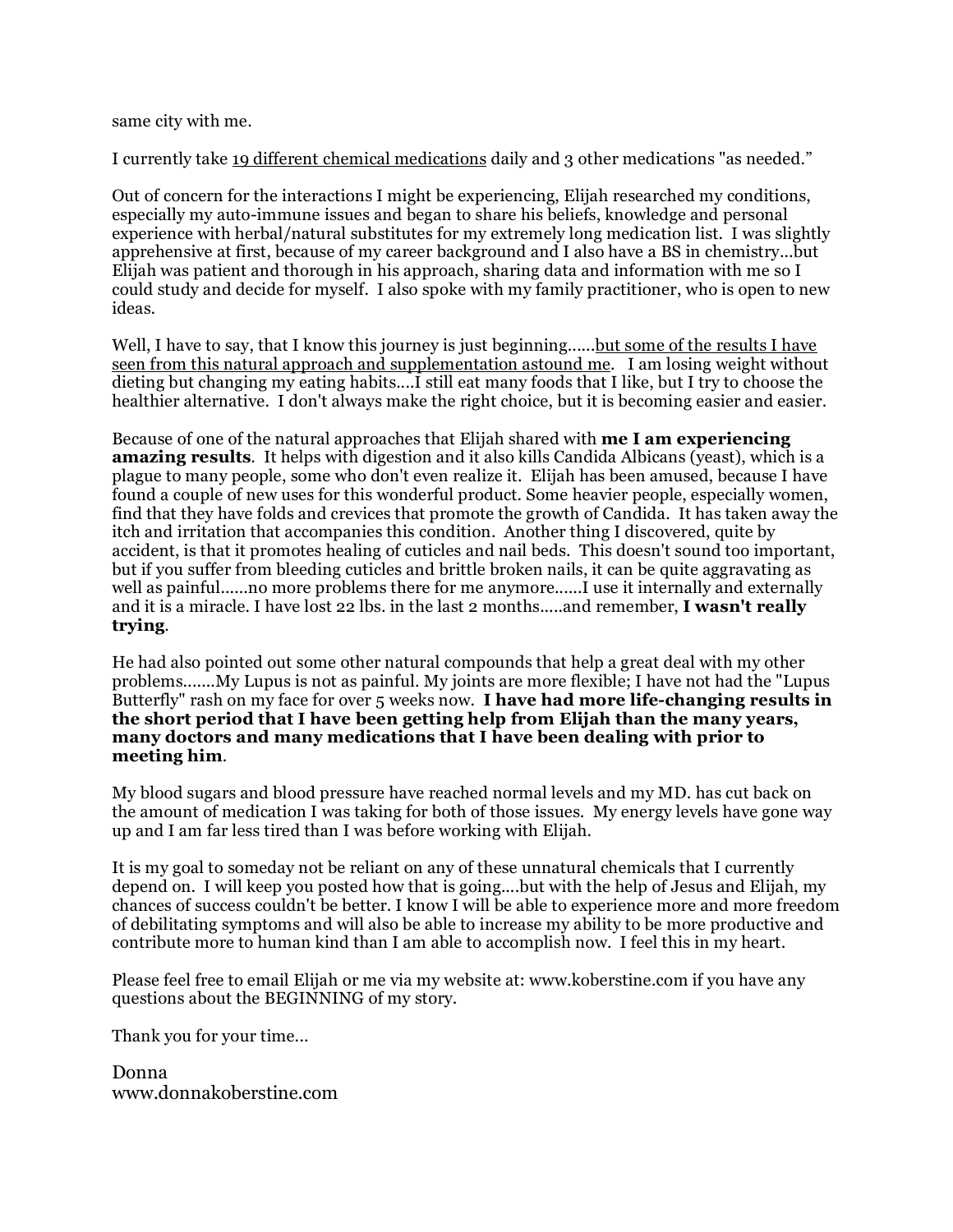same city with me.

I currently take 19 different chemical medications daily and 3 other medications "as needed."

Out of concern for the interactions I might be experiencing, Elijah researched my conditions, especially my auto-immune issues and began to share his beliefs, knowledge and personal experience with herbal/natural substitutes for my extremely long medication list. I was slightly apprehensive at first, because of my career background and I also have a BS in chemistry...but Elijah was patient and thorough in his approach, sharing data and information with me so I could study and decide for myself. I also spoke with my family practitioner, who is open to new ideas.

Well, I have to say, that I know this journey is just beginning......but some of the results I have seen from this natural approach and supplementation astound me. I am losing weight without dieting but changing my eating habits....I still eat many foods that I like, but I try to choose the healthier alternative. I don't always make the right choice, but it is becoming easier and easier.

Because of one of the natural approaches that Elijah shared with **me I am experiencing amazing results**. It helps with digestion and it also kills Candida Albicans (yeast), which is a plague to many people, some who don't even realize it. Elijah has been amused, because I have found a couple of new uses for this wonderful product. Some heavier people, especially women, find that they have folds and crevices that promote the growth of Candida. It has taken away the itch and irritation that accompanies this condition. Another thing I discovered, quite by accident, is that it promotes healing of cuticles and nail beds. This doesn't sound too important, but if you suffer from bleeding cuticles and brittle broken nails, it can be quite aggravating as well as painful......no more problems there for me anymore......I use it internally and externally and it is a miracle. I have lost 22 lbs. in the last 2 months.....and remember, **I wasn't really trying**.

He had also pointed out some other natural compounds that help a great deal with my other problems.......My Lupus is not as painful. My joints are more flexible; I have not had the "Lupus Butterfly" rash on my face for over 5 weeks now. **I have had more life-changing results in the short period that I have been getting help from Elijah than the many years, many doctors and many medications that I have been dealing with prior to meeting him**.

My blood sugars and blood pressure have reached normal levels and my MD. has cut back on the amount of medication I was taking for both of those issues. My energy levels have gone way up and I am far less tired than I was before working with Elijah.

It is my goal to someday not be reliant on any of these unnatural chemicals that I currently depend on. I will keep you posted how that is going....but with the help of Jesus and Elijah, my chances of success couldn't be better. I know I will be able to experience more and more freedom of debilitating symptoms and will also be able to increase my ability to be more productive and contribute more to human kind than I am able to accomplish now. I feel this in my heart.

Please feel free to email Elijah or me via my website at: www.koberstine.com if you have any questions about the BEGINNING of my story.

Thank you for your time...

Donna
www.donnakoberstine.com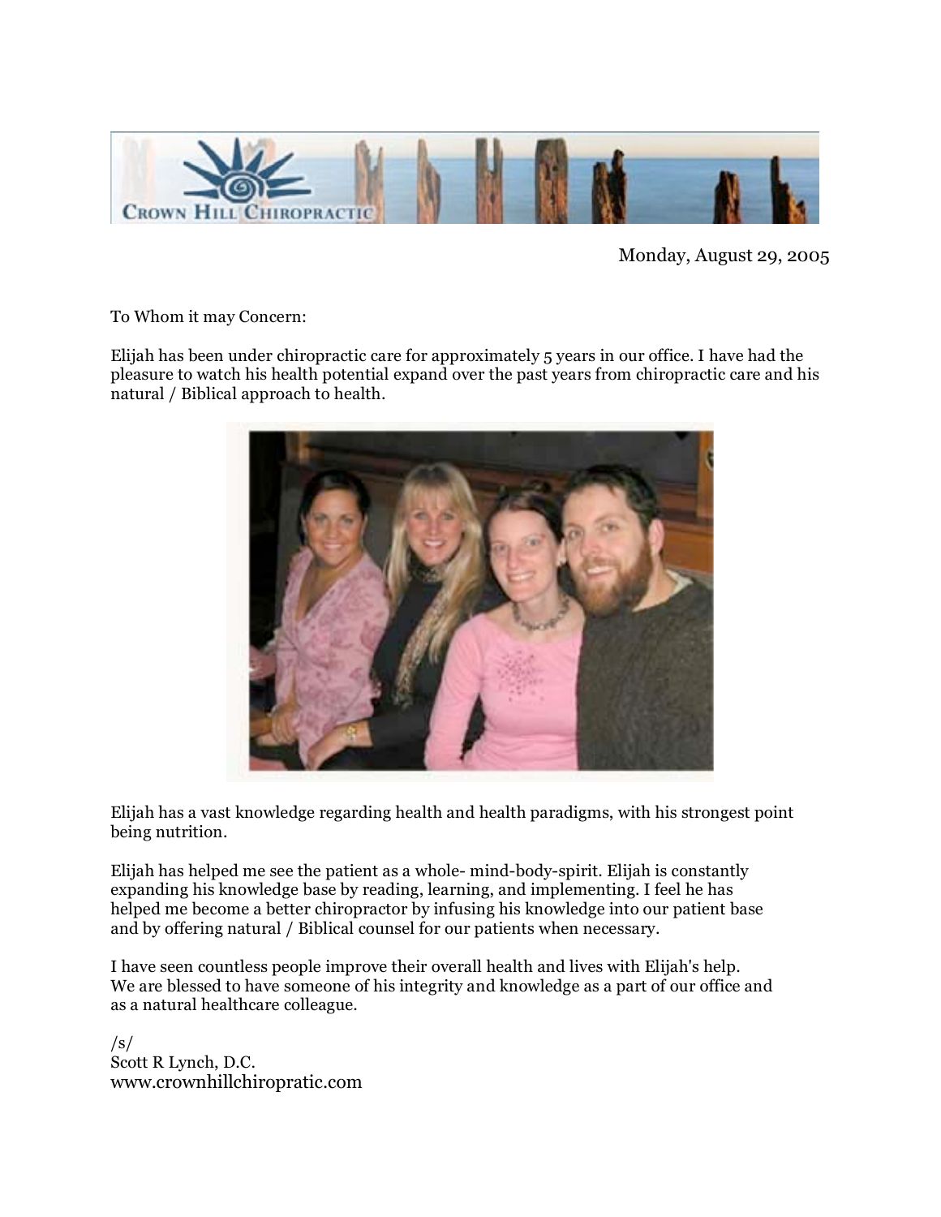CROWN HILL CHIROPRACTIC

Monday, August 29, 2005

To Whom it may Concern:

Elijah has been under chiropractic care for approximately 5 years in our office. I have had the pleasure to watch his health potential expand over the past years from chiropractic care and his natural / Biblical approach to health.

Elijah has a vast knowledge regarding health and health paradigms, with his strongest point being nutrition.

Elijah has helped me see the patient as a whole- mind-body-spirit. Elijah is constantly expanding his knowledge base by reading, learning, and implementing. I feel he has helped me become a better chiropractor by infusing his knowledge into our patient base and by offering natural / Biblical counsel for our patients when necessary.

I have seen countless people improve their overall health and lives with Elijah's help. We are blessed to have someone of his integrity and knowledge as a part of our office and as a natural healthcare colleague.

/s/
Scott R Lynch, D.C.
www.crownhillchiropratic.com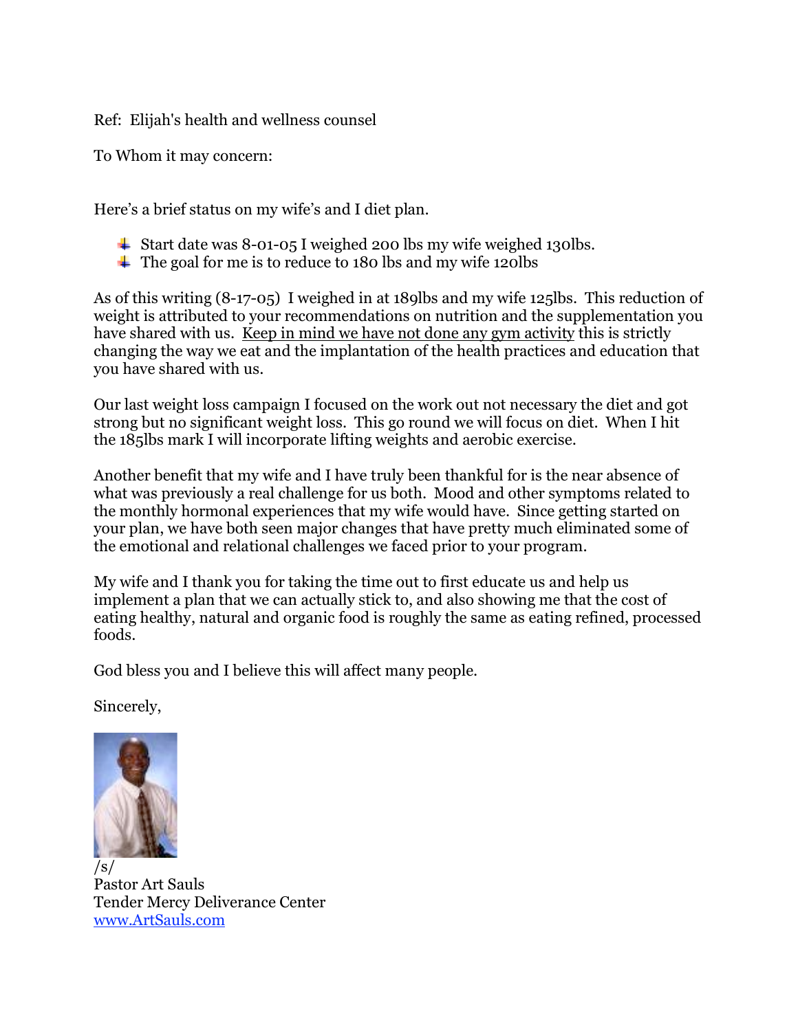Ref: Elijah's health and wellness counsel

To Whom it may concern:

Here's a brief status on my wife's and I diet plan.

- Start date was 8-01-05 I weighed 200 lbs my wife weighed 130lbs.
- The goal for me is to reduce to 180 lbs and my wife 120lbs

As of this writing (8-17-05) I weighed in at 189lbs and my wife 125lbs. This reduction of weight is attributed to your recommendations on nutrition and the supplementation you have shared with us. <u>Keep in mind we have not done any gym activity</u> this is strictly changing the way we eat and the implantation of the health practices and education that you have shared with us.

Our last weight loss campaign I focused on the work out not necessary the diet and got strong but no significant weight loss. This go round we will focus on diet. When I hit the 185lbs mark I will incorporate lifting weights and aerobic exercise.

Another benefit that my wife and I have truly been thankful for is the near absence of what was previously a real challenge for us both. Mood and other symptoms related to the monthly hormonal experiences that my wife would have. Since getting started on your plan, we have both seen major changes that have pretty much eliminated some of the emotional and relational challenges we faced prior to your program.

My wife and I thank you for taking the time out to first educate us and help us implement a plan that we can actually stick to, and also showing me that the cost of eating healthy, natural and organic food is roughly the same as eating refined, processed foods.

God bless you and I believe this will affect many people.

Sincerely,

/s/
Pastor Art Sauls
Tender Mercy Deliverance Center
www.ArtSauls.com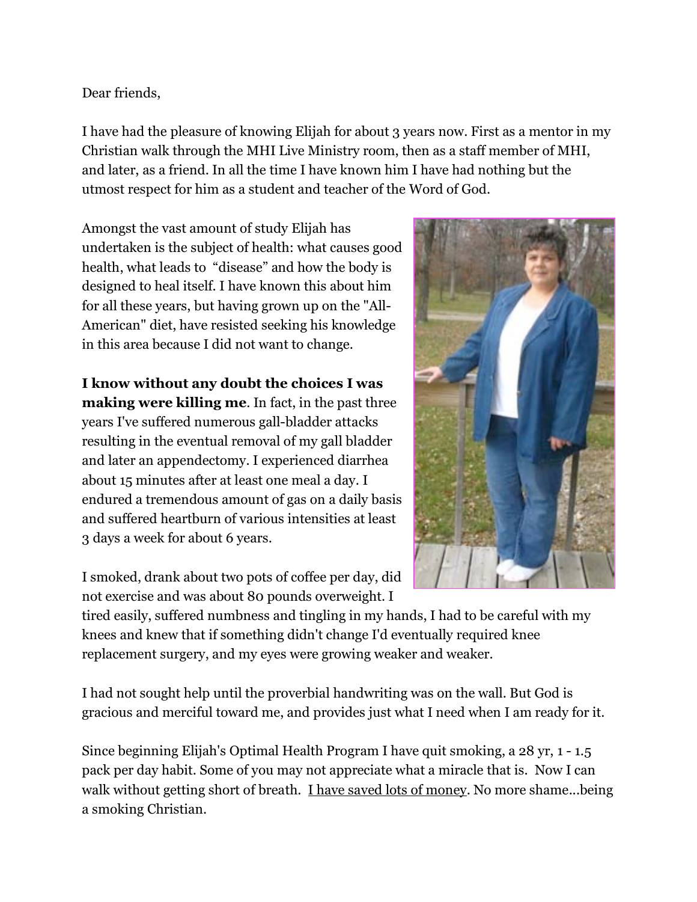Dear friends,

I have had the pleasure of knowing Elijah for about 3 years now. First as a mentor in my Christian walk through the MHI Live Ministry room, then as a staff member of MHI, and later, as a friend. In all the time I have known him I have had nothing but the utmost respect for him as a student and teacher of the Word of God.

Amongst the vast amount of study Elijah has undertaken is the subject of health: what causes good health, what leads to "disease" and how the body is designed to heal itself. I have known this about him for all these years, but having grown up on the "All-American" diet, have resisted seeking his knowledge in this area because I did not want to change.

**I know without any doubt the choices I was making were killing me**. In fact, in the past three years I've suffered numerous gall-bladder attacks resulting in the eventual removal of my gall bladder and later an appendectomy. I experienced diarrhea about 15 minutes after at least one meal a day. I endured a tremendous amount of gas on a daily basis and suffered heartburn of various intensities at least 3 days a week for about 6 years.

I smoked, drank about two pots of coffee per day, did not exercise and was about 80 pounds overweight. I tired easily, suffered numbness and tingling in my hands, I had to be careful with my knees and knew that if something didn't change I'd eventually required knee replacement surgery, and my eyes were growing weaker and weaker.

I had not sought help until the proverbial handwriting was on the wall. But God is gracious and merciful toward me, and provides just what I need when I am ready for it.

Since beginning Elijah's Optimal Health Program I have quit smoking, a 28 yr, 1 - 1.5 pack per day habit. Some of you may not appreciate what a miracle that is. Now I can walk without getting short of breath. I have saved lots of money. No more shame...being a smoking Christian.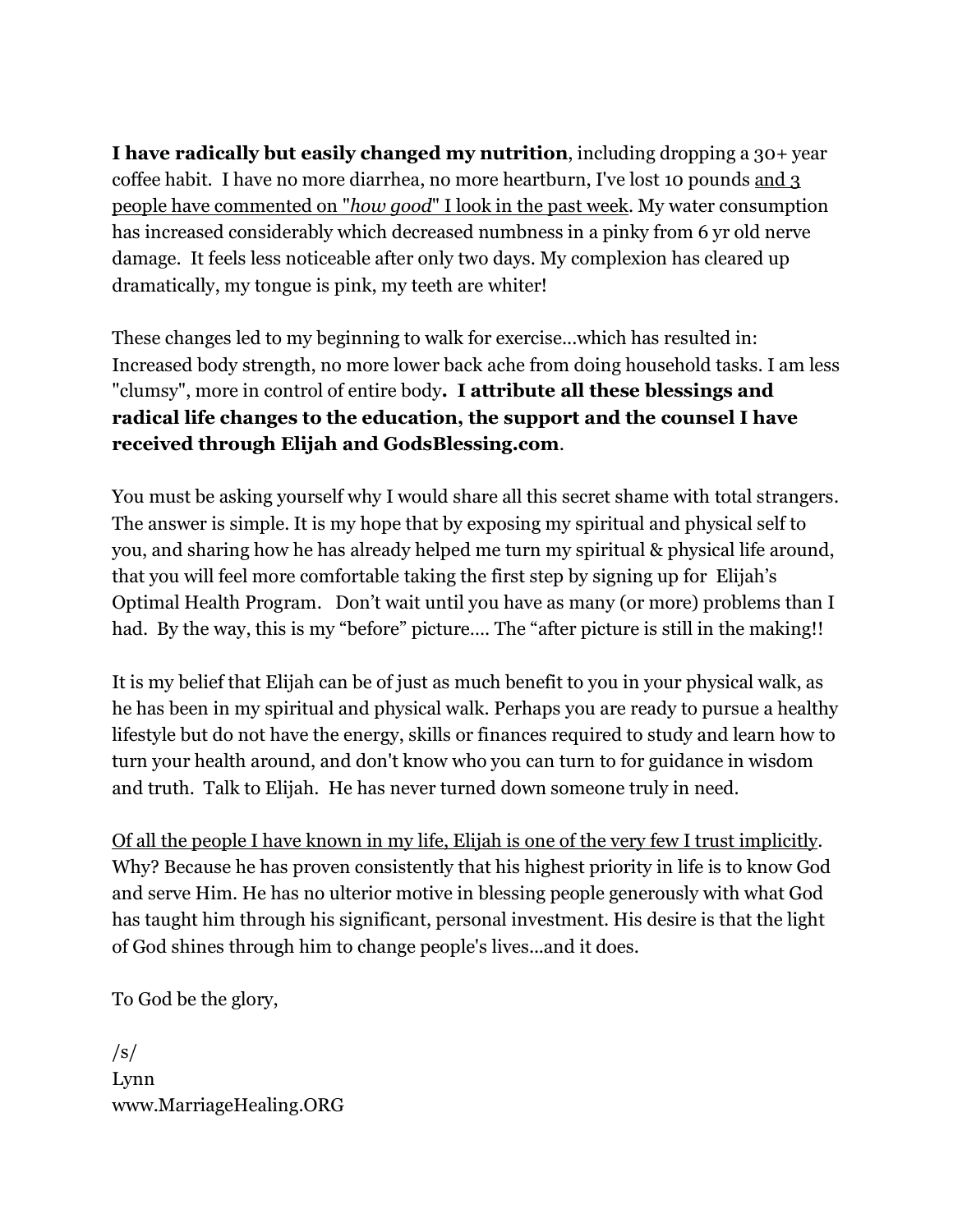**I have radically but easily changed my nutrition**, including dropping a 30+ year coffee habit. I have no more diarrhea, no more heartburn, I've lost 10 pounds <u>and 3 people have commented on "*how good*" I look in the past week</u>. My water consumption has increased considerably which decreased numbness in a pinky from 6 yr old nerve damage. It feels less noticeable after only two days. My complexion has cleared up dramatically, my tongue is pink, my teeth are whiter!

These changes led to my beginning to walk for exercise...which has resulted in: Increased body strength, no more lower back ache from doing household tasks. I am less "clumsy", more in control of entire body**. I attribute all these blessings and radical life changes to the education, the support and the counsel I have received through Elijah and GodsBlessing.com**.

You must be asking yourself why I would share all this secret shame with total strangers. The answer is simple. It is my hope that by exposing my spiritual and physical self to you, and sharing how he has already helped me turn my spiritual & physical life around, that you will feel more comfortable taking the first step by signing up for Elijah's Optimal Health Program. Don't wait until you have as many (or more) problems than I had. By the way, this is my "before" picture.... The "after picture is still in the making!!

It is my belief that Elijah can be of just as much benefit to you in your physical walk, as he has been in my spiritual and physical walk. Perhaps you are ready to pursue a healthy lifestyle but do not have the energy, skills or finances required to study and learn how to turn your health around, and don't know who you can turn to for guidance in wisdom and truth. Talk to Elijah. He has never turned down someone truly in need.

<u>Of all the people I have known in my life, Elijah is one of the very few I trust implicitly</u>. Why? Because he has proven consistently that his highest priority in life is to know God and serve Him. He has no ulterior motive in blessing people generously with what God has taught him through his significant, personal investment. His desire is that the light of God shines through him to change people's lives...and it does.

To God be the glory,

/s/
Lynn
www.MarriageHealing.ORG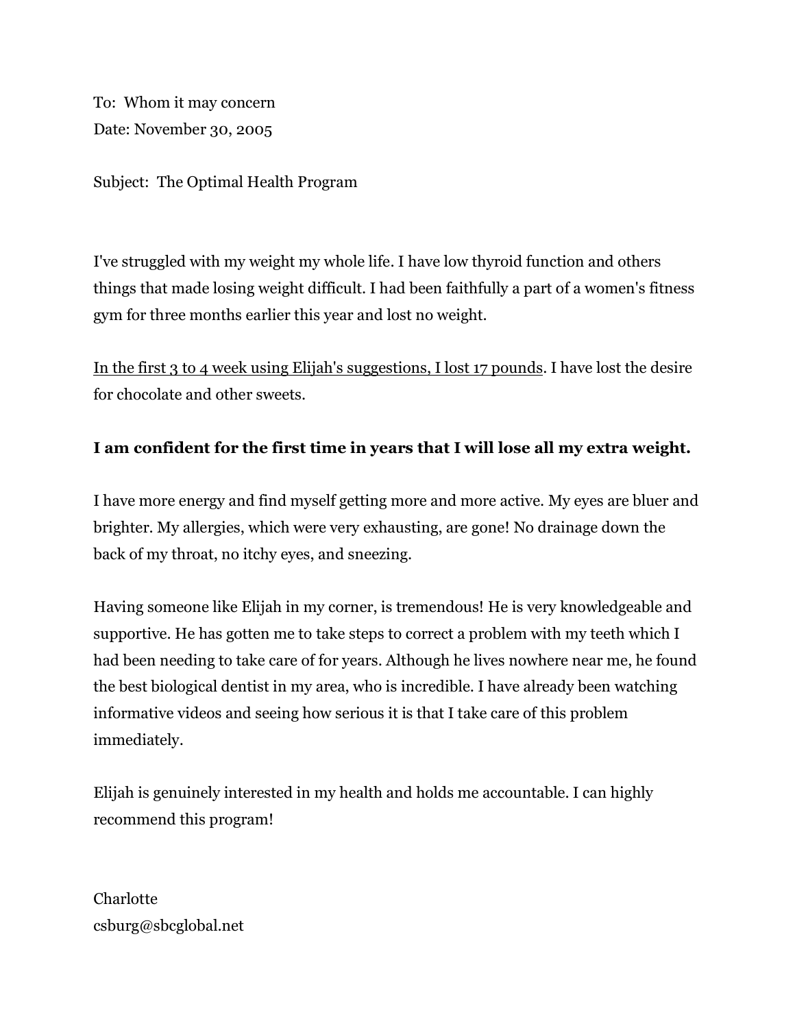To: Whom it may concern
Date: November 30, 2005

Subject: The Optimal Health Program

I've struggled with my weight my whole life. I have low thyroid function and others things that made losing weight difficult. I had been faithfully a part of a women's fitness gym for three months earlier this year and lost no weight.

<u>In the first 3 to 4 week using Elijah's suggestions, I lost 17 pounds</u>. I have lost the desire for chocolate and other sweets.

**I am confident for the first time in years that I will lose all my extra weight.**

I have more energy and find myself getting more and more active. My eyes are bluer and brighter. My allergies, which were very exhausting, are gone! No drainage down the back of my throat, no itchy eyes, and sneezing.

Having someone like Elijah in my corner, is tremendous! He is very knowledgeable and supportive. He has gotten me to take steps to correct a problem with my teeth which I had been needing to take care of for years. Although he lives nowhere near me, he found the best biological dentist in my area, who is incredible. I have already been watching informative videos and seeing how serious it is that I take care of this problem immediately.

Elijah is genuinely interested in my health and holds me accountable. I can highly recommend this program!

Charlotte
csburg@sbcglobal.net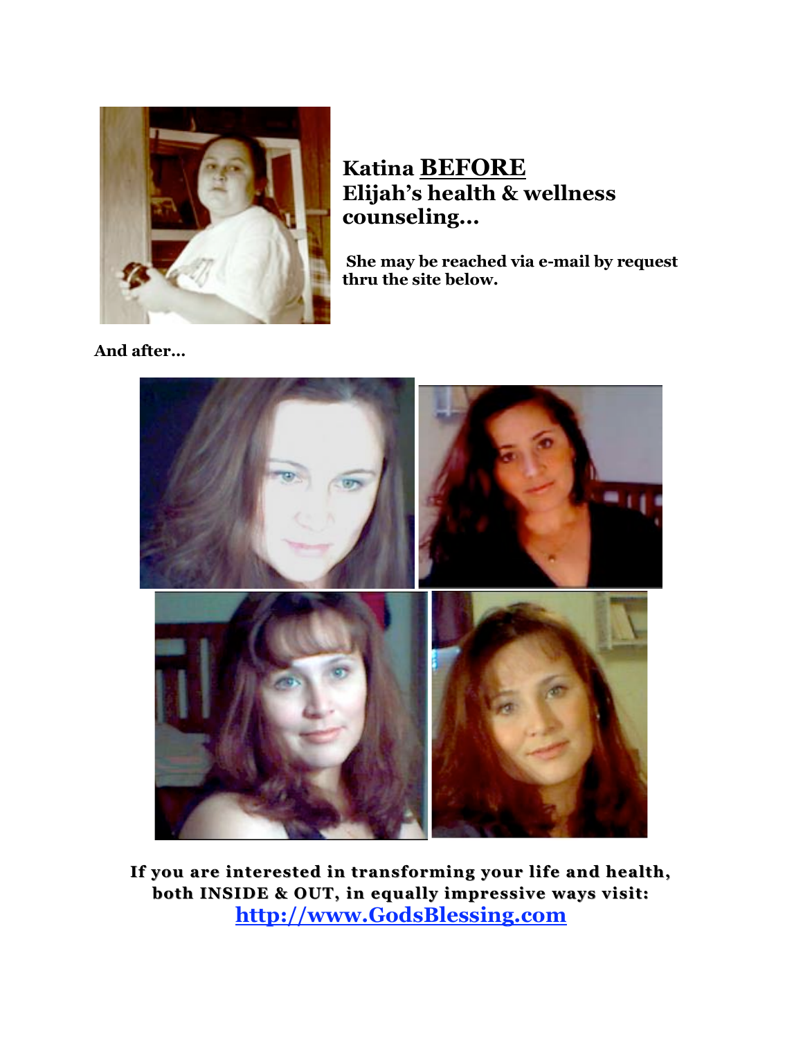**Katina BEFORE Elijah's health & wellness counseling…**

**She may be reached via e-mail by request thru the site below.**

**And after…**

**If you are interested in transforming your life and health, both INSIDE & OUT, in equally impressive ways visit:**

**http://www.GodsBlessing.com**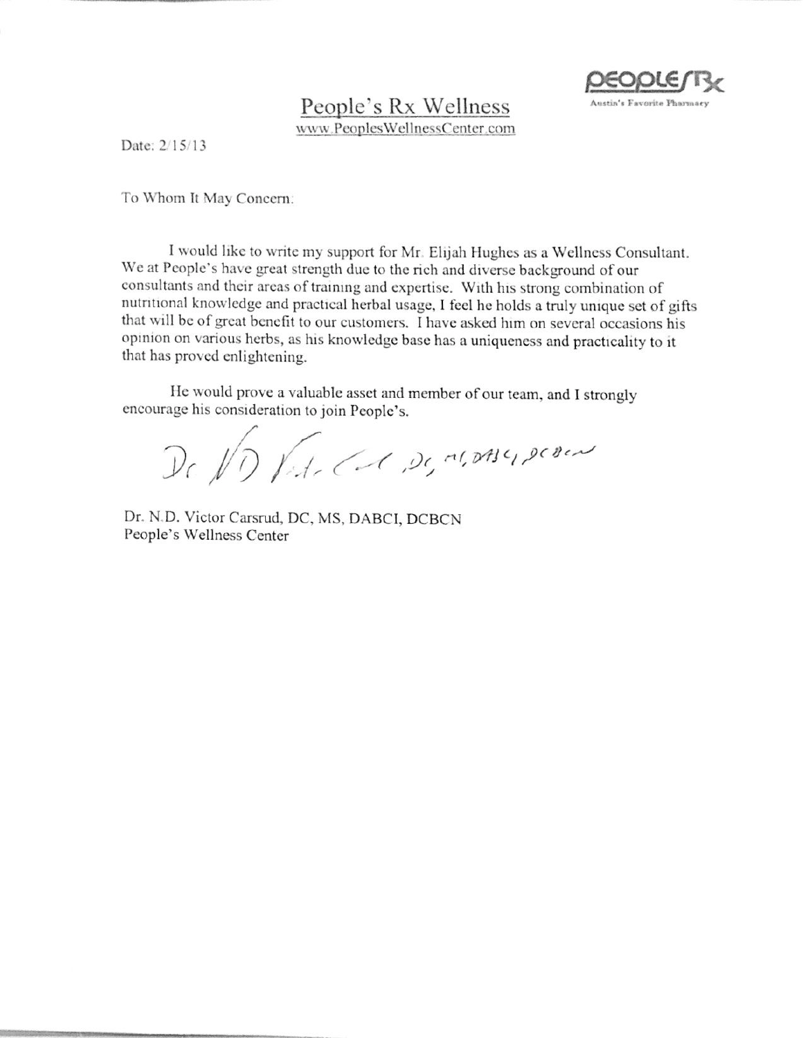PEOPLE'S Rx
Austin's Favorite Pharmacy

# People's Rx Wellness

www.PeoplesWellnessCenter.com

Date: 2/15/13

To Whom It May Concern:

I would like to write my support for Mr. Elijah Hughes as a Wellness Consultant. We at People's have great strength due to the rich and diverse background of our consultants and their areas of training and expertise. With his strong combination of nutritional knowledge and practical herbal usage, I feel he holds a truly unique set of gifts that will be of great benefit to our customers. I have asked him on several occasions his opinion on various herbs, as his knowledge base has a uniqueness and practicality to it that has proved enlightening.

He would prove a valuable asset and member of our team, and I strongly encourage his consideration to join People's.

Dr. N.D. Victor Carsrud, DC, MS, DABCI, DCBCN
People's Wellness Center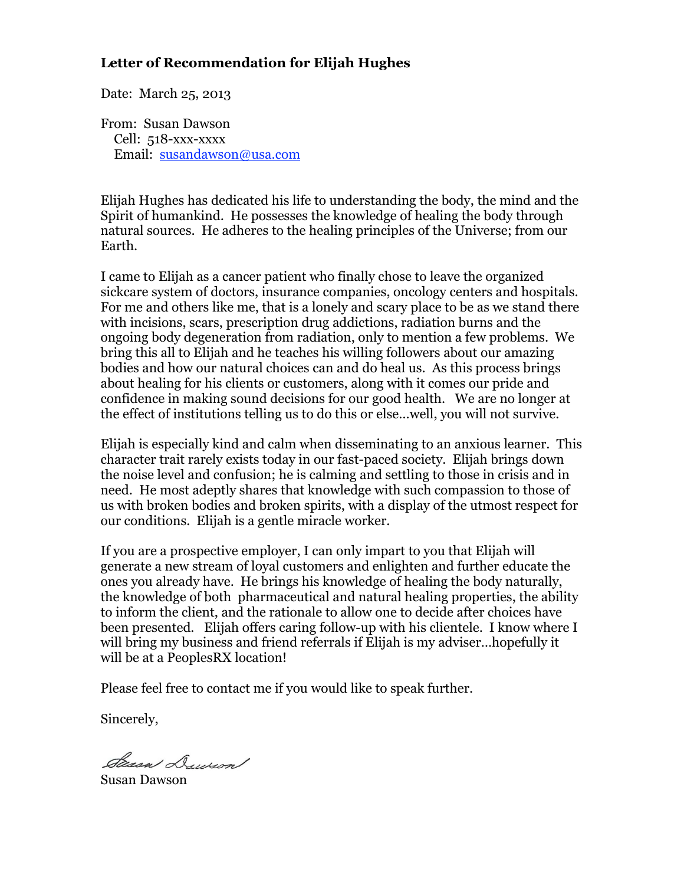**Letter of Recommendation for Elijah Hughes**

Date: March 25, 2013

From: Susan Dawson
Cell: 518-xxx-xxxx
Email: susandawson@usa.com

Elijah Hughes has dedicated his life to understanding the body, the mind and the Spirit of humankind. He possesses the knowledge of healing the body through natural sources. He adheres to the healing principles of the Universe; from our Earth.

I came to Elijah as a cancer patient who finally chose to leave the organized sickcare system of doctors, insurance companies, oncology centers and hospitals. For me and others like me, that is a lonely and scary place to be as we stand there with incisions, scars, prescription drug addictions, radiation burns and the ongoing body degeneration from radiation, only to mention a few problems. We bring this all to Elijah and he teaches his willing followers about our amazing bodies and how our natural choices can and do heal us. As this process brings about healing for his clients or customers, along with it comes our pride and confidence in making sound decisions for our good health. We are no longer at the effect of institutions telling us to do this or else…well, you will not survive.

Elijah is especially kind and calm when disseminating to an anxious learner. This character trait rarely exists today in our fast-paced society. Elijah brings down the noise level and confusion; he is calming and settling to those in crisis and in need. He most adeptly shares that knowledge with such compassion to those of us with broken bodies and broken spirits, with a display of the utmost respect for our conditions. Elijah is a gentle miracle worker.

If you are a prospective employer, I can only impart to you that Elijah will generate a new stream of loyal customers and enlighten and further educate the ones you already have. He brings his knowledge of healing the body naturally, the knowledge of both pharmaceutical and natural healing properties, the ability to inform the client, and the rationale to allow one to decide after choices have been presented. Elijah offers caring follow-up with his clientele. I know where I will bring my business and friend referrals if Elijah is my adviser…hopefully it will be at a PeoplesRX location!

Please feel free to contact me if you would like to speak further.

Sincerely,

Susan Dawson

Susan Dawson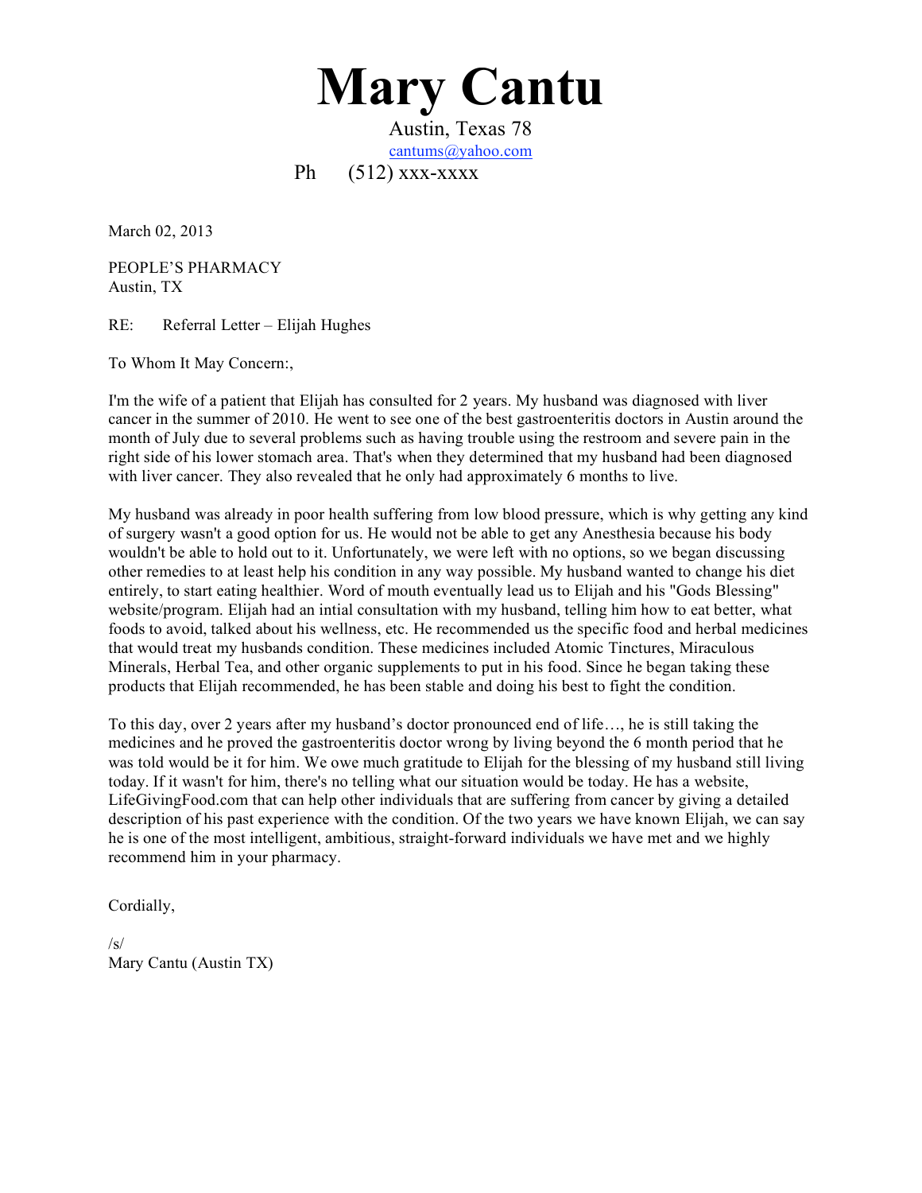# Mary Cantu

Austin, Texas 78
cantums@yahoo.com
Ph (512) xxx-xxxx

March 02, 2013

PEOPLE'S PHARMACY
Austin, TX

RE: Referral Letter – Elijah Hughes

To Whom It May Concern:,

I'm the wife of a patient that Elijah has consulted for 2 years. My husband was diagnosed with liver cancer in the summer of 2010. He went to see one of the best gastroenteritis doctors in Austin around the month of July due to several problems such as having trouble using the restroom and severe pain in the right side of his lower stomach area. That's when they determined that my husband had been diagnosed with liver cancer. They also revealed that he only had approximately 6 months to live.

My husband was already in poor health suffering from low blood pressure, which is why getting any kind of surgery wasn't a good option for us. He would not be able to get any Anesthesia because his body wouldn't be able to hold out to it. Unfortunately, we were left with no options, so we began discussing other remedies to at least help his condition in any way possible. My husband wanted to change his diet entirely, to start eating healthier. Word of mouth eventually lead us to Elijah and his "Gods Blessing" website/program. Elijah had an intial consultation with my husband, telling him how to eat better, what foods to avoid, talked about his wellness, etc. He recommended us the specific food and herbal medicines that would treat my husbands condition. These medicines included Atomic Tinctures, Miraculous Minerals, Herbal Tea, and other organic supplements to put in his food. Since he began taking these products that Elijah recommended, he has been stable and doing his best to fight the condition.

To this day, over 2 years after my husband's doctor pronounced end of life…, he is still taking the medicines and he proved the gastroenteritis doctor wrong by living beyond the 6 month period that he was told would be it for him. We owe much gratitude to Elijah for the blessing of my husband still living today. If it wasn't for him, there's no telling what our situation would be today. He has a website, LifeGivingFood.com that can help other individuals that are suffering from cancer by giving a detailed description of his past experience with the condition. Of the two years we have known Elijah, we can say he is one of the most intelligent, ambitious, straight-forward individuals we have met and we highly recommend him in your pharmacy.

Cordially,

/s/
Mary Cantu (Austin TX)